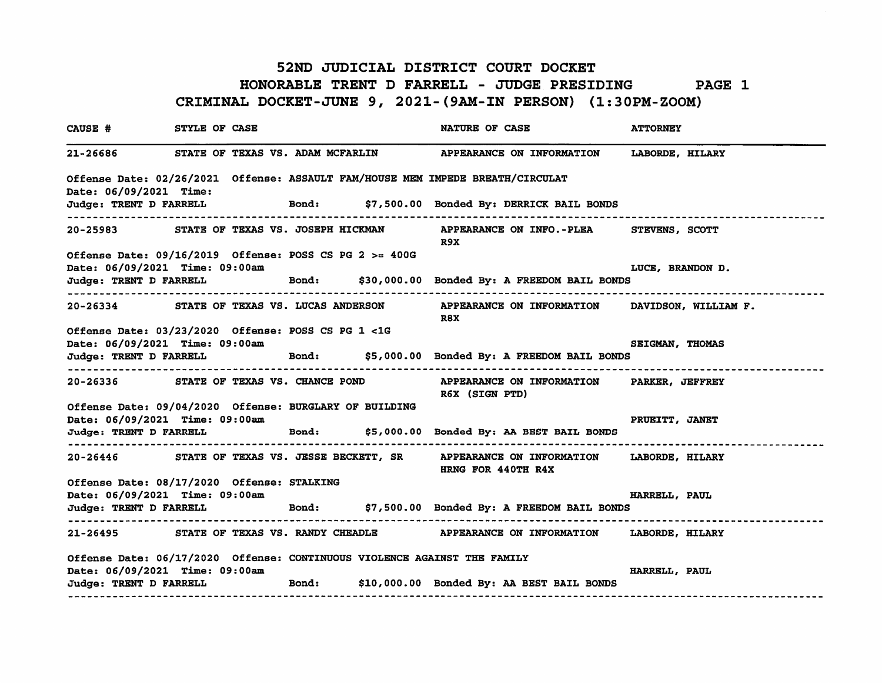# 52ND JUDICIAL DISTRICT COURT DOCKET

## HONORABLE TRENT D FARRELL - JUDGE PRESIDING PAGE 1

## CRIMINAL DOCKET-JUNE 9, 2021-(9AM-IN PERSON) (1:30PM-ZOOM)

| CAUSE # | STYLE OF CASE | NATURE OF CASE | ATTORNEY |
|---|---|---|---|

---

**21-26686** STATE OF TEXAS VS. ADAM MCFARLIN — APPEARANCE ON INFORMATION — LABORDE, HILARY

Offense Date: 02/26/2021 Offense: ASSAULT FAM/HOUSE MEM IMPEDE BREATH/CIRCULAT
Date: 06/09/2021 Time:
Judge: TRENT D FARRELL Bond: $7,500.00 Bonded By: DERRICK BAIL BONDS

---

**20-25983** STATE OF TEXAS VS. JOSEPH HICKMAN — APPEARANCE ON INFO.-PLEA R9X — STEVENS, SCOTT

Offense Date: 09/16/2019 Offense: POSS CS PG 2 >= 400G
Date: 06/09/2021 Time: 09:00am — LUCE, BRANDON D.
Judge: TRENT D FARRELL Bond: $30,000.00 Bonded By: A FREEDOM BAIL BONDS

---

**20-26334** STATE OF TEXAS VS. LUCAS ANDERSON — APPEARANCE ON INFORMATION R8X — DAVIDSON, WILLIAM F.

Offense Date: 03/23/2020 Offense: POSS CS PG 1 <1G
Date: 06/09/2021 Time: 09:00am — SEIGMAN, THOMAS
Judge: TRENT D FARRELL Bond: $5,000.00 Bonded By: A FREEDOM BAIL BONDS

---

**20-26336** STATE OF TEXAS VS. CHANCE POND — APPEARANCE ON INFORMATION R6X (SIGN PTD) — PARKER, JEFFREY

Offense Date: 09/04/2020 Offense: BURGLARY OF BUILDING
Date: 06/09/2021 Time: 09:00am — PRUEITT, JANET
Judge: TRENT D FARRELL Bond: $5,000.00 Bonded By: AA BEST BAIL BONDS

---

**20-26446** STATE OF TEXAS VS. JESSE BECKETT, SR — APPEARANCE ON INFORMATION HRNG FOR 440TH R4X — LABORDE, HILARY

Offense Date: 08/17/2020 Offense: STALKING
Date: 06/09/2021 Time: 09:00am — HARRELL, PAUL
Judge: TRENT D FARRELL Bond: $7,500.00 Bonded By: A FREEDOM BAIL BONDS

---

**21-26495** STATE OF TEXAS VS. RANDY CHEADLE — APPEARANCE ON INFORMATION — LABORDE, HILARY

Offense Date: 06/17/2020 Offense: CONTINUOUS VIOLENCE AGAINST THE FAMILY
Date: 06/09/2021 Time: 09:00am — HARRELL, PAUL
Judge: TRENT D FARRELL Bond: $10,000.00 Bonded By: AA BEST BAIL BONDS

---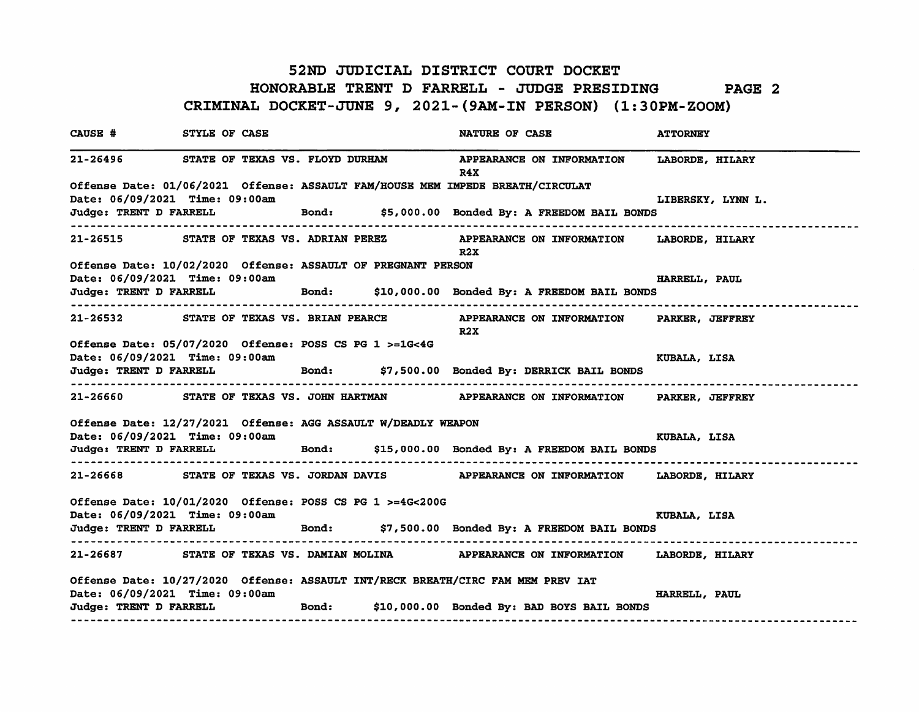# 52ND JUDICIAL DISTRICT COURT DOCKET

## HONORABLE TRENT D FARRELL - JUDGE PRESIDING PAGE 2

## CRIMINAL DOCKET-JUNE 9, 2021-(9AM-IN PERSON) (1:30PM-ZOOM)

| CAUSE # | STYLE OF CASE | NATURE OF CASE | ATTORNEY |
|---|---|---|---|
| 21-26496 | STATE OF TEXAS VS. FLOYD DURHAM | APPEARANCE ON INFORMATION R4X | LABORDE, HILARY |

Offense Date: 01/06/2021 Offense: ASSAULT FAM/HOUSE MEM IMPEDE BREATH/CIRCULAT
Date: 06/09/2021 Time: 09:00am — LIBERSKY, LYNN L.
Judge: TRENT D FARRELL Bond: $5,000.00 Bonded By: A FREEDOM BAIL BONDS

---

| CAUSE # | STYLE OF CASE | NATURE OF CASE | ATTORNEY |
|---|---|---|---|
| 21-26515 | STATE OF TEXAS VS. ADRIAN PEREZ | APPEARANCE ON INFORMATION R2X | LABORDE, HILARY |

Offense Date: 10/02/2020 Offense: ASSAULT OF PREGNANT PERSON
Date: 06/09/2021 Time: 09:00am — HARRELL, PAUL
Judge: TRENT D FARRELL Bond: $10,000.00 Bonded By: A FREEDOM BAIL BONDS

---

| CAUSE # | STYLE OF CASE | NATURE OF CASE | ATTORNEY |
|---|---|---|---|
| 21-26532 | STATE OF TEXAS VS. BRIAN PEARCE | APPEARANCE ON INFORMATION R2X | PARKER, JEFFREY |

Offense Date: 05/07/2020 Offense: POSS CS PG 1 >=1G<4G
Date: 06/09/2021 Time: 09:00am — KUBALA, LISA
Judge: TRENT D FARRELL Bond: $7,500.00 Bonded By: DERRICK BAIL BONDS

---

| CAUSE # | STYLE OF CASE | NATURE OF CASE | ATTORNEY |
|---|---|---|---|
| 21-26660 | STATE OF TEXAS VS. JOHN HARTMAN | APPEARANCE ON INFORMATION | PARKER, JEFFREY |

Offense Date: 12/27/2021 Offense: AGG ASSAULT W/DEADLY WEAPON
Date: 06/09/2021 Time: 09:00am — KUBALA, LISA
Judge: TRENT D FARRELL Bond: $15,000.00 Bonded By: A FREEDOM BAIL BONDS

---

| CAUSE # | STYLE OF CASE | NATURE OF CASE | ATTORNEY |
|---|---|---|---|
| 21-26668 | STATE OF TEXAS VS. JORDAN DAVIS | APPEARANCE ON INFORMATION | LABORDE, HILARY |

Offense Date: 10/01/2020 Offense: POSS CS PG 1 >=4G<200G
Date: 06/09/2021 Time: 09:00am — KUBALA, LISA
Judge: TRENT D FARRELL Bond: $7,500.00 Bonded By: A FREEDOM BAIL BONDS

---

| CAUSE # | STYLE OF CASE | NATURE OF CASE | ATTORNEY |
|---|---|---|---|
| 21-26687 | STATE OF TEXAS VS. DAMIAN MOLINA | APPEARANCE ON INFORMATION | LABORDE, HILARY |

Offense Date: 10/27/2020 Offense: ASSAULT INT/RECK BREATH/CIRC FAM MEM PREV IAT
Date: 06/09/2021 Time: 09:00am — HARRELL, PAUL
Judge: TRENT D FARRELL Bond: $10,000.00 Bonded By: BAD BOYS BAIL BONDS

---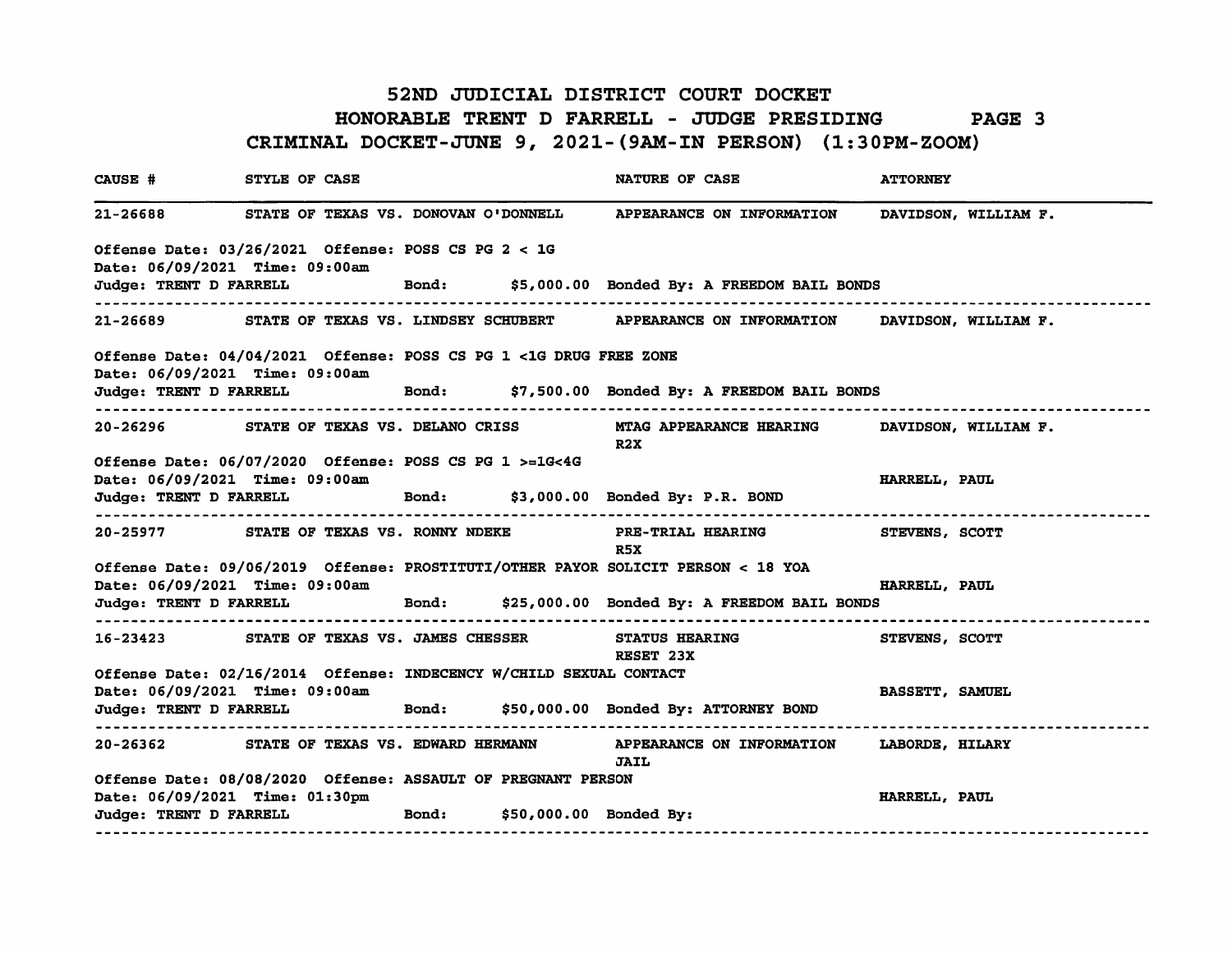# 52ND JUDICIAL DISTRICT COURT DOCKET

## HONORABLE TRENT D FARRELL - JUDGE PRESIDING PAGE 3

## CRIMINAL DOCKET-JUNE 9, 2021-(9AM-IN PERSON) (1:30PM-ZOOM)

| CAUSE # | STYLE OF CASE | NATURE OF CASE | ATTORNEY |
|---|---|---|---|
| 21-26688 | STATE OF TEXAS VS. DONOVAN O'DONNELL | APPEARANCE ON INFORMATION | DAVIDSON, WILLIAM F. |

Offense Date: 03/26/2021 Offense: POSS CS PG 2 < 1G
Date: 06/09/2021 Time: 09:00am
Judge: TRENT D FARRELL Bond: $5,000.00 Bonded By: A FREEDOM BAIL BONDS

---

| CAUSE # | STYLE OF CASE | NATURE OF CASE | ATTORNEY |
|---|---|---|---|
| 21-26689 | STATE OF TEXAS VS. LINDSEY SCHUBERT | APPEARANCE ON INFORMATION | DAVIDSON, WILLIAM F. |

Offense Date: 04/04/2021 Offense: POSS CS PG 1 <1G DRUG FREE ZONE
Date: 06/09/2021 Time: 09:00am
Judge: TRENT D FARRELL Bond: $7,500.00 Bonded By: A FREEDOM BAIL BONDS

---

| CAUSE # | STYLE OF CASE | NATURE OF CASE | ATTORNEY |
|---|---|---|---|
| 20-26296 | STATE OF TEXAS VS. DELANO CRISS | MTAG APPEARANCE HEARING R2X | DAVIDSON, WILLIAM F. |

Offense Date: 06/07/2020 Offense: POSS CS PG 1 >=1G<4G
Date: 06/09/2021 Time: 09:00am HARRELL, PAUL
Judge: TRENT D FARRELL Bond: $3,000.00 Bonded By: P.R. BOND

---

| CAUSE # | STYLE OF CASE | NATURE OF CASE | ATTORNEY |
|---|---|---|---|
| 20-25977 | STATE OF TEXAS VS. RONNY NDEKE | PRE-TRIAL HEARING R5X | STEVENS, SCOTT |

Offense Date: 09/06/2019 Offense: PROSTITUTI/OTHER PAYOR SOLICIT PERSON < 18 YOA
Date: 06/09/2021 Time: 09:00am HARRELL, PAUL
Judge: TRENT D FARRELL Bond: $25,000.00 Bonded By: A FREEDOM BAIL BONDS

---

| CAUSE # | STYLE OF CASE | NATURE OF CASE | ATTORNEY |
|---|---|---|---|
| 16-23423 | STATE OF TEXAS VS. JAMES CHESSER | STATUS HEARING RESET 23X | STEVENS, SCOTT |

Offense Date: 02/16/2014 Offense: INDECENCY W/CHILD SEXUAL CONTACT
Date: 06/09/2021 Time: 09:00am BASSETT, SAMUEL
Judge: TRENT D FARRELL Bond: $50,000.00 Bonded By: ATTORNEY BOND

---

| CAUSE # | STYLE OF CASE | NATURE OF CASE | ATTORNEY |
|---|---|---|---|
| 20-26362 | STATE OF TEXAS VS. EDWARD HERMANN | APPEARANCE ON INFORMATION JAIL | LABORDE, HILARY |

Offense Date: 08/08/2020 Offense: ASSAULT OF PREGNANT PERSON
Date: 06/09/2021 Time: 01:30pm HARRELL, PAUL
Judge: TRENT D FARRELL Bond: $50,000.00 Bonded By:

---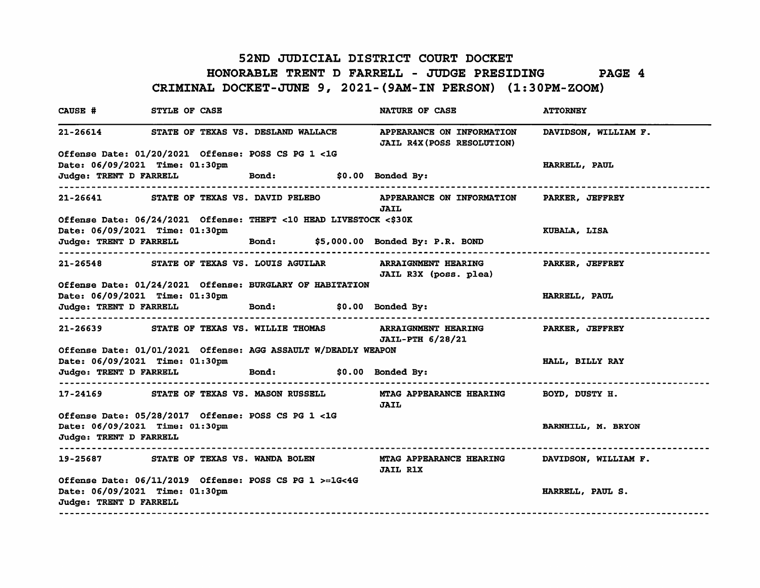# 52ND JUDICIAL DISTRICT COURT DOCKET

## HONORABLE TRENT D FARRELL - JUDGE PRESIDING PAGE 4

## CRIMINAL DOCKET-JUNE 9, 2021-(9AM-IN PERSON) (1:30PM-ZOOM)

| CAUSE # | STYLE OF CASE | NATURE OF CASE | ATTORNEY |
|---|---|---|---|
| 21-26614 | STATE OF TEXAS VS. DESLAND WALLACE | APPEARANCE ON INFORMATION JAIL R4X(POSS RESOLUTION) | DAVIDSON, WILLIAM F. |
| Offense Date: 01/20/2021 Offense: POSS CS PG 1 <1G | | | |
| Date: 06/09/2021 Time: 01:30pm | | | HARRELL, PAUL |
| Judge: TRENT D FARRELL | Bond: $0.00 | Bonded By: | |
| 21-26641 | STATE OF TEXAS VS. DAVID PELEBO | APPEARANCE ON INFORMATION JAIL | PARKER, JEFFREY |
| Offense Date: 06/24/2021 Offense: THEFT <10 HEAD LIVESTOCK <$30K | | | |
| Date: 06/09/2021 Time: 01:30pm | | | KUBALA, LISA |
| Judge: TRENT D FARRELL | Bond: $5,000.00 | Bonded By: P.R. BOND | |
| 21-26548 | STATE OF TEXAS VS. LOUIS AGUILAR | ARRAIGNMENT HEARING JAIL R3X (poss. plea) | PARKER, JEFFREY |
| Offense Date: 01/24/2021 Offense: BURGLARY OF HABITATION | | | |
| Date: 06/09/2021 Time: 01:30pm | | | HARRELL, PAUL |
| Judge: TRENT D FARRELL | Bond: $0.00 | Bonded By: | |
| 21-26639 | STATE OF TEXAS VS. WILLIE THOMAS | ARRAIGNMENT HEARING JAIL-PTH 6/28/21 | PARKER, JEFFREY |
| Offense Date: 01/01/2021 Offense: AGG ASSAULT W/DEADLY WEAPON | | | |
| Date: 06/09/2021 Time: 01:30pm | | | HALL, BILLY RAY |
| Judge: TRENT D FARRELL | Bond: $0.00 | Bonded By: | |
| 17-24169 | STATE OF TEXAS VS. MASON RUSSELL | MTAG APPEARANCE HEARING JAIL | BOYD, DUSTY H. |
| Offense Date: 05/28/2017 Offense: POSS CS PG 1 <1G | | | |
| Date: 06/09/2021 Time: 01:30pm | | | BARNHILL, M. BRYON |
| Judge: TRENT D FARRELL | | | |
| 19-25687 | STATE OF TEXAS VS. WANDA BOLEN | MTAG APPEARANCE HEARING JAIL R1X | DAVIDSON, WILLIAM F. |
| Offense Date: 06/11/2019 Offense: POSS CS PG 1 >=1G<4G | | | |
| Date: 06/09/2021 Time: 01:30pm | | | HARRELL, PAUL S. |
| Judge: TRENT D FARRELL | | | |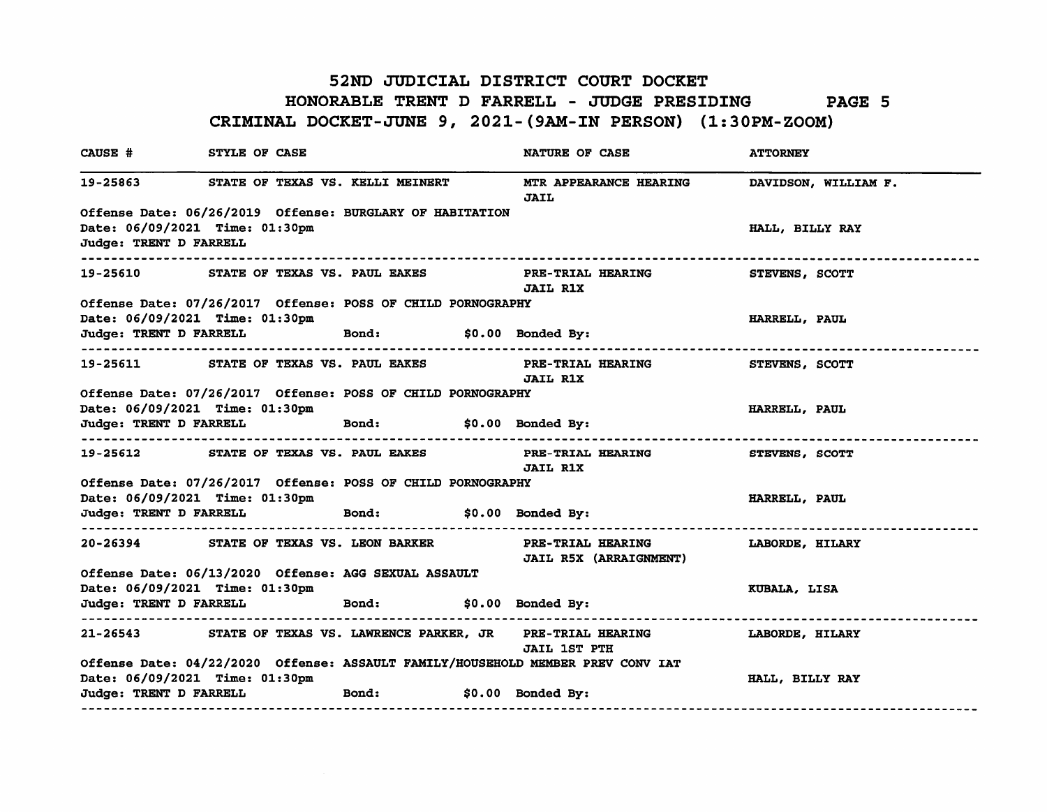# 52ND JUDICIAL DISTRICT COURT DOCKET

## HONORABLE TRENT D FARRELL - JUDGE PRESIDING PAGE 5

## CRIMINAL DOCKET-JUNE 9, 2021-(9AM-IN PERSON) (1:30PM-ZOOM)

| CAUSE # | STYLE OF CASE | NATURE OF CASE | ATTORNEY |
|---|---|---|---|
| 19-25863 | STATE OF TEXAS VS. KELLI MEINERT | MTR APPEARANCE HEARING JAIL | DAVIDSON, WILLIAM F. |
| Offense Date: 06/26/2019 Offense: BURGLARY OF HABITATION | | | |
| Date: 06/09/2021 Time: 01:30pm | | | HALL, BILLY RAY |
| Judge: TRENT D FARRELL | | | |
| 19-25610 | STATE OF TEXAS VS. PAUL EAKES | PRE-TRIAL HEARING JAIL R1X | STEVENS, SCOTT |
| Offense Date: 07/26/2017 Offense: POSS OF CHILD PORNOGRAPHY | | | |
| Date: 06/09/2021 Time: 01:30pm | | | HARRELL, PAUL |
| Judge: TRENT D FARRELL | Bond: $0.00 | Bonded By: | |
| 19-25611 | STATE OF TEXAS VS. PAUL EAKES | PRE-TRIAL HEARING JAIL R1X | STEVENS, SCOTT |
| Offense Date: 07/26/2017 Offense: POSS OF CHILD PORNOGRAPHY | | | |
| Date: 06/09/2021 Time: 01:30pm | | | HARRELL, PAUL |
| Judge: TRENT D FARRELL | Bond: $0.00 | Bonded By: | |
| 19-25612 | STATE OF TEXAS VS. PAUL EAKES | PRE-TRIAL HEARING JAIL R1X | STEVENS, SCOTT |
| Offense Date: 07/26/2017 Offense: POSS OF CHILD PORNOGRAPHY | | | |
| Date: 06/09/2021 Time: 01:30pm | | | HARRELL, PAUL |
| Judge: TRENT D FARRELL | Bond: $0.00 | Bonded By: | |
| 20-26394 | STATE OF TEXAS VS. LEON BARKER | PRE-TRIAL HEARING JAIL R5X (ARRAIGNMENT) | LABORDE, HILARY |
| Offense Date: 06/13/2020 Offense: AGG SEXUAL ASSAULT | | | |
| Date: 06/09/2021 Time: 01:30pm | | | KUBALA, LISA |
| Judge: TRENT D FARRELL | Bond: $0.00 | Bonded By: | |
| 21-26543 | STATE OF TEXAS VS. LAWRENCE PARKER, JR | PRE-TRIAL HEARING JAIL 1ST PTH | LABORDE, HILARY |
| Offense Date: 04/22/2020 Offense: ASSAULT FAMILY/HOUSEHOLD MEMBER PREV CONV IAT | | | |
| Date: 06/09/2021 Time: 01:30pm | | | HALL, BILLY RAY |
| Judge: TRENT D FARRELL | Bond: $0.00 | Bonded By: | |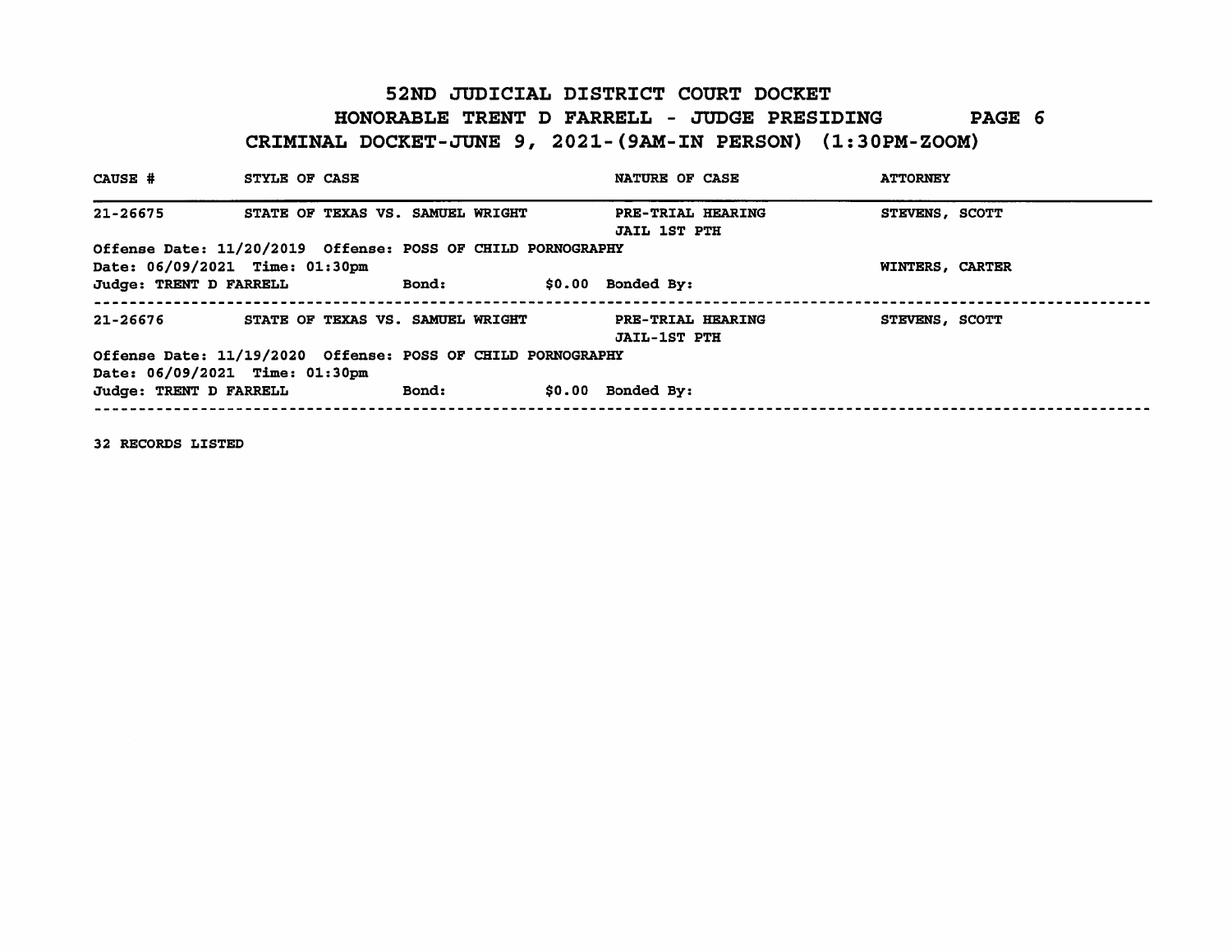# 52ND JUDICIAL DISTRICT COURT DOCKET

## HONORABLE TRENT D FARRELL - JUDGE PRESIDING

## CRIMINAL DOCKET-JUNE 9, 2021-(9AM-IN PERSON) (1:30PM-ZOOM)

| CAUSE # | STYLE OF CASE | NATURE OF CASE | ATTORNEY |
|---|---|---|---|
| 21-26675 | STATE OF TEXAS VS. SAMUEL WRIGHT | PRE-TRIAL HEARING JAIL 1ST PTH | STEVENS, SCOTT |

Offense Date: 11/20/2019 Offense: POSS OF CHILD PORNOGRAPHY
Date: 06/09/2021 Time: 01:30pm — WINTERS, CARTER
Judge: TRENT D FARRELL Bond: $0.00 Bonded By:

---

| CAUSE # | STYLE OF CASE | NATURE OF CASE | ATTORNEY |
|---|---|---|---|
| 21-26676 | STATE OF TEXAS VS. SAMUEL WRIGHT | PRE-TRIAL HEARING JAIL-1ST PTH | STEVENS, SCOTT |

Offense Date: 11/19/2020 Offense: POSS OF CHILD PORNOGRAPHY
Date: 06/09/2021 Time: 01:30pm
Judge: TRENT D FARRELL Bond: $0.00 Bonded By:

---

32 RECORDS LISTED